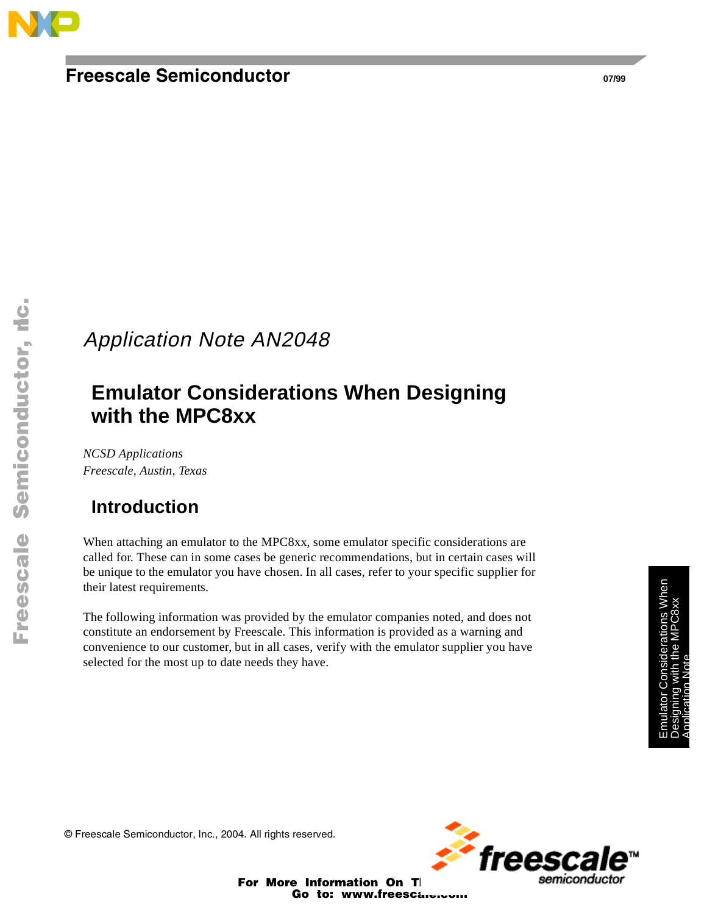Freescale Semiconductor

07/99

*Application Note AN2048*

# Emulator Considerations When Designing with the MPC8xx

*NCSD Applications*
*Freescale, Austin, Texas*

## Introduction

When attaching an emulator to the MPC8xx, some emulator specific considerations are called for. These can in some cases be generic recommendations, but in certain cases will be unique to the emulator you have chosen. In all cases, refer to your specific supplier for their latest requirements.

The following information was provided by the emulator companies noted, and does not constitute an endorsement by Freescale. This information is provided as a warning and convenience to our customer, but in all cases, verify with the emulator supplier you have selected for the most up to date needs they have.

© Freescale Semiconductor, Inc., 2004. All rights reserved.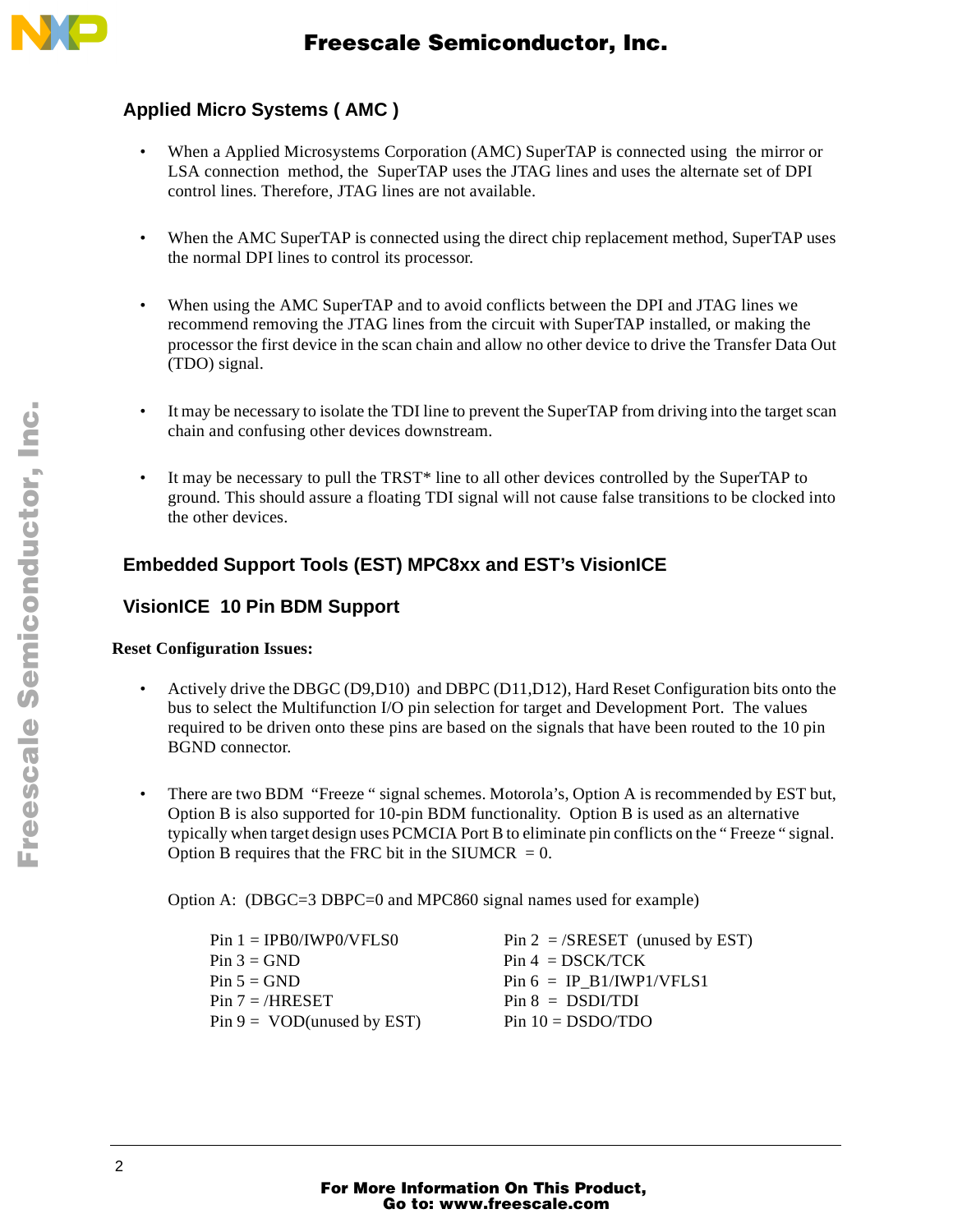## Applied Micro Systems ( AMC )

- When a Applied Microsystems Corporation (AMC) SuperTAP is connected using the mirror or LSA connection method, the SuperTAP uses the JTAG lines and uses the alternate set of DPI control lines. Therefore, JTAG lines are not available.
- When the AMC SuperTAP is connected using the direct chip replacement method, SuperTAP uses the normal DPI lines to control its processor.
- When using the AMC SuperTAP and to avoid conflicts between the DPI and JTAG lines we recommend removing the JTAG lines from the circuit with SuperTAP installed, or making the processor the first device in the scan chain and allow no other device to drive the Transfer Data Out (TDO) signal.
- It may be necessary to isolate the TDI line to prevent the SuperTAP from driving into the target scan chain and confusing other devices downstream.
- It may be necessary to pull the TRST* line to all other devices controlled by the SuperTAP to ground. This should assure a floating TDI signal will not cause false transitions to be clocked into the other devices.

## Embedded Support Tools (EST) MPC8xx and EST's VisionICE

## VisionICE 10 Pin BDM Support

**Reset Configuration Issues:**

- Actively drive the DBGC (D9,D10) and DBPC (D11,D12), Hard Reset Configuration bits onto the bus to select the Multifunction I/O pin selection for target and Development Port. The values required to be driven onto these pins are based on the signals that have been routed to the 10 pin BGND connector.
- There are two BDM "Freeze " signal schemes. Motorola's, Option A is recommended by EST but, Option B is also supported for 10-pin BDM functionality. Option B is used as an alternative typically when target design uses PCMCIA Port B to eliminate pin conflicts on the " Freeze " signal. Option B requires that the FRC bit in the SIUMCR = 0.

  Option A: (DBGC=3 DBPC=0 and MPC860 signal names used for example)

  | | |
  |---|---|
  | Pin 1 = IPB0/IWP0/VFLS0 | Pin 2 = /SRESET (unused by EST) |
  | Pin 3 = GND | Pin 4 = DSCK/TCK |
  | Pin 5 = GND | Pin 6 = IP_B1/IWP1/VFLS1 |
  | Pin 7 = /HRESET | Pin 8 = DSDI/TDI |
  | Pin 9 = VOD(unused by EST) | Pin 10 = DSDO/TDO |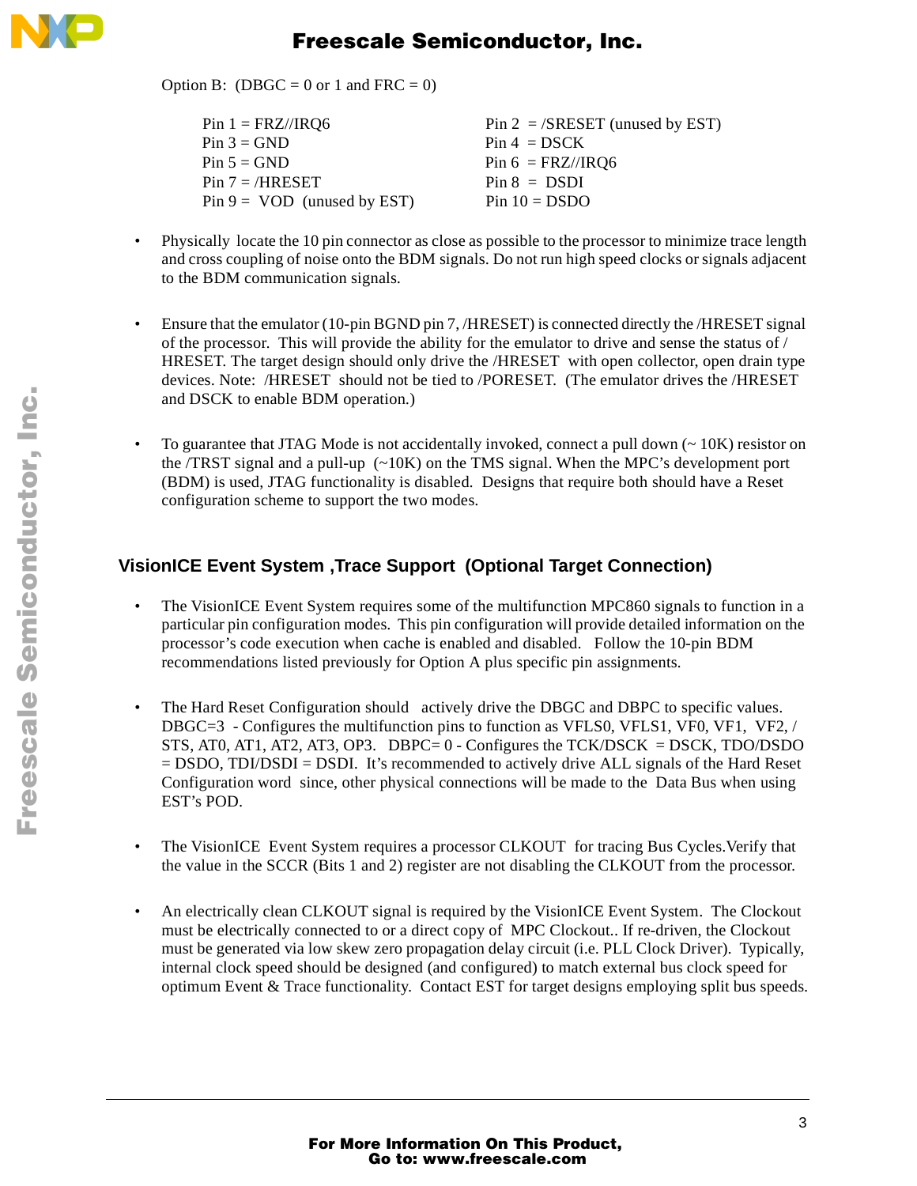Option B: (DBGC = 0 or 1 and FRC = 0)

| | |
|---|---|
| Pin 1 = FRZ//IRQ6 | Pin 2 = /SRESET (unused by EST) |
| Pin 3 = GND | Pin 4 = DSCK |
| Pin 5 = GND | Pin 6 = FRZ//IRQ6 |
| Pin 7 = /HRESET | Pin 8 = DSDI |
| Pin 9 = VOD (unused by EST) | Pin 10 = DSDO |

- Physically locate the 10 pin connector as close as possible to the processor to minimize trace length and cross coupling of noise onto the BDM signals. Do not run high speed clocks or signals adjacent to the BDM communication signals.

- Ensure that the emulator (10-pin BGND pin 7, /HRESET) is connected directly the /HRESET signal of the processor. This will provide the ability for the emulator to drive and sense the status of /HRESET. The target design should only drive the /HRESET with open collector, open drain type devices. Note: /HRESET should not be tied to /PORESET. (The emulator drives the /HRESET and DSCK to enable BDM operation.)

- To guarantee that JTAG Mode is not accidentally invoked, connect a pull down (~ 10K) resistor on the /TRST signal and a pull-up (~10K) on the TMS signal. When the MPC's development port (BDM) is used, JTAG functionality is disabled. Designs that require both should have a Reset configuration scheme to support the two modes.

## VisionICE Event System ,Trace Support (Optional Target Connection)

- The VisionICE Event System requires some of the multifunction MPC860 signals to function in a particular pin configuration modes. This pin configuration will provide detailed information on the processor's code execution when cache is enabled and disabled. Follow the 10-pin BDM recommendations listed previously for Option A plus specific pin assignments.

- The Hard Reset Configuration should actively drive the DBGC and DBPC to specific values. DBGC=3 - Configures the multifunction pins to function as VFLS0, VFLS1, VF0, VF1, VF2, /STS, AT0, AT1, AT2, AT3, OP3. DBPC= 0 - Configures the TCK/DSCK = DSCK, TDO/DSDO = DSDO, TDI/DSDI = DSDI. It's recommended to actively drive ALL signals of the Hard Reset Configuration word since, other physical connections will be made to the Data Bus when using EST's POD.

- The VisionICE Event System requires a processor CLKOUT for tracing Bus Cycles.Verify that the value in the SCCR (Bits 1 and 2) register are not disabling the CLKOUT from the processor.

- An electrically clean CLKOUT signal is required by the VisionICE Event System. The Clockout must be electrically connected to or a direct copy of MPC Clockout.. If re-driven, the Clockout must be generated via low skew zero propagation delay circuit (i.e. PLL Clock Driver). Typically, internal clock speed should be designed (and configured) to match external bus clock speed for optimum Event & Trace functionality. Contact EST for target designs employing split bus speeds.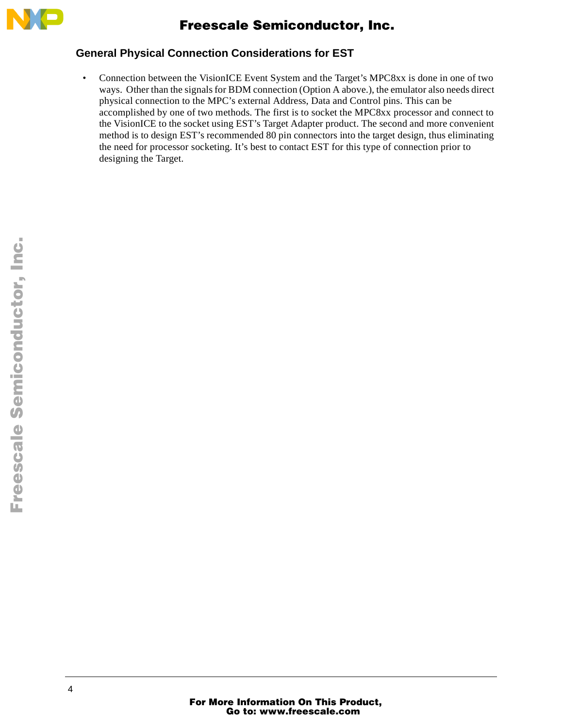## General Physical Connection Considerations for EST

- Connection between the VisionICE Event System and the Target's MPC8xx is done in one of two ways. Other than the signals for BDM connection (Option A above.), the emulator also needs direct physical connection to the MPC's external Address, Data and Control pins. This can be accomplished by one of two methods. The first is to socket the MPC8xx processor and connect to the VisionICE to the socket using EST's Target Adapter product. The second and more convenient method is to design EST's recommended 80 pin connectors into the target design, thus eliminating the need for processor socketing. It's best to contact EST for this type of connection prior to designing the Target.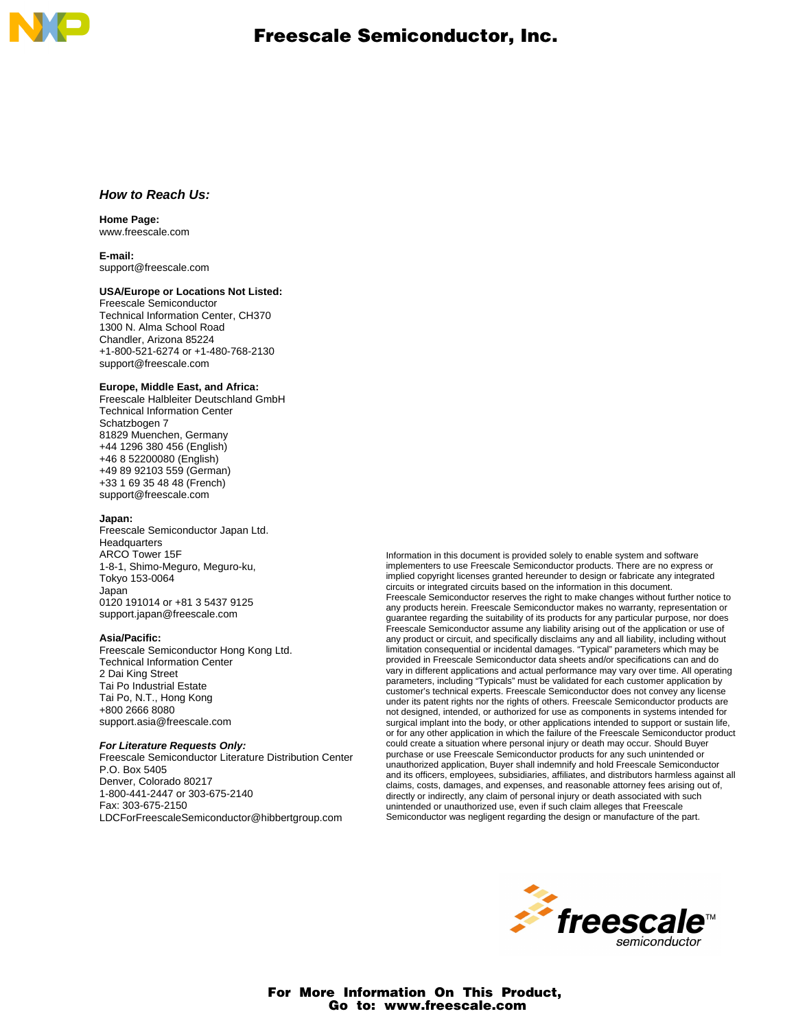# Freescale Semiconductor, Inc.

### *How to Reach Us:*

**Home Page:**
www.freescale.com

**E-mail:**
support@freescale.com

**USA/Europe or Locations Not Listed:**
Freescale Semiconductor
Technical Information Center, CH370
1300 N. Alma School Road
Chandler, Arizona 85224
+1-800-521-6274 or +1-480-768-2130
support@freescale.com

**Europe, Middle East, and Africa:**
Freescale Halbleiter Deutschland GmbH
Technical Information Center
Schatzbogen 7
81829 Muenchen, Germany
+44 1296 380 456 (English)
+46 8 52200080 (English)
+49 89 92103 559 (German)
+33 1 69 35 48 48 (French)
support@freescale.com

**Japan:**
Freescale Semiconductor Japan Ltd.
Headquarters
ARCO Tower 15F
1-8-1, Shimo-Meguro, Meguro-ku,
Tokyo 153-0064
Japan
0120 191014 or +81 3 5437 9125
support.japan@freescale.com

**Asia/Pacific:**
Freescale Semiconductor Hong Kong Ltd.
Technical Information Center
2 Dai King Street
Tai Po Industrial Estate
Tai Po, N.T., Hong Kong
+800 2666 8080
support.asia@freescale.com

***For Literature Requests Only:***
Freescale Semiconductor Literature Distribution Center
P.O. Box 5405
Denver, Colorado 80217
1-800-441-2447 or 303-675-2140
Fax: 303-675-2150
LDCForFreescaleSemiconductor@hibbertgroup.com

Information in this document is provided solely to enable system and software implementers to use Freescale Semiconductor products. There are no express or implied copyright licenses granted hereunder to design or fabricate any integrated circuits or integrated circuits based on the information in this document.
Freescale Semiconductor reserves the right to make changes without further notice to any products herein. Freescale Semiconductor makes no warranty, representation or guarantee regarding the suitability of its products for any particular purpose, nor does Freescale Semiconductor assume any liability arising out of the application or use of any product or circuit, and specifically disclaims any and all liability, including without limitation consequential or incidental damages. “Typical” parameters which may be provided in Freescale Semiconductor data sheets and/or specifications can and do vary in different applications and actual performance may vary over time. All operating parameters, including “Typicals” must be validated for each customer application by customer’s technical experts. Freescale Semiconductor does not convey any license under its patent rights nor the rights of others. Freescale Semiconductor products are not designed, intended, or authorized for use as components in systems intended for surgical implant into the body, or other applications intended to support or sustain life, or for any other application in which the failure of the Freescale Semiconductor product could create a situation where personal injury or death may occur. Should Buyer purchase or use Freescale Semiconductor products for any such unintended or unauthorized application, Buyer shall indemnify and hold Freescale Semiconductor and its officers, employees, subsidiaries, affiliates, and distributors harmless against all claims, costs, damages, and expenses, and reasonable attorney fees arising out of, directly or indirectly, any claim of personal injury or death associated with such unintended or unauthorized use, even if such claim alleges that Freescale Semiconductor was negligent regarding the design or manufacture of the part.

freescale™ semiconductor

**For More Information On This Product, Go to: www.freescale.com**